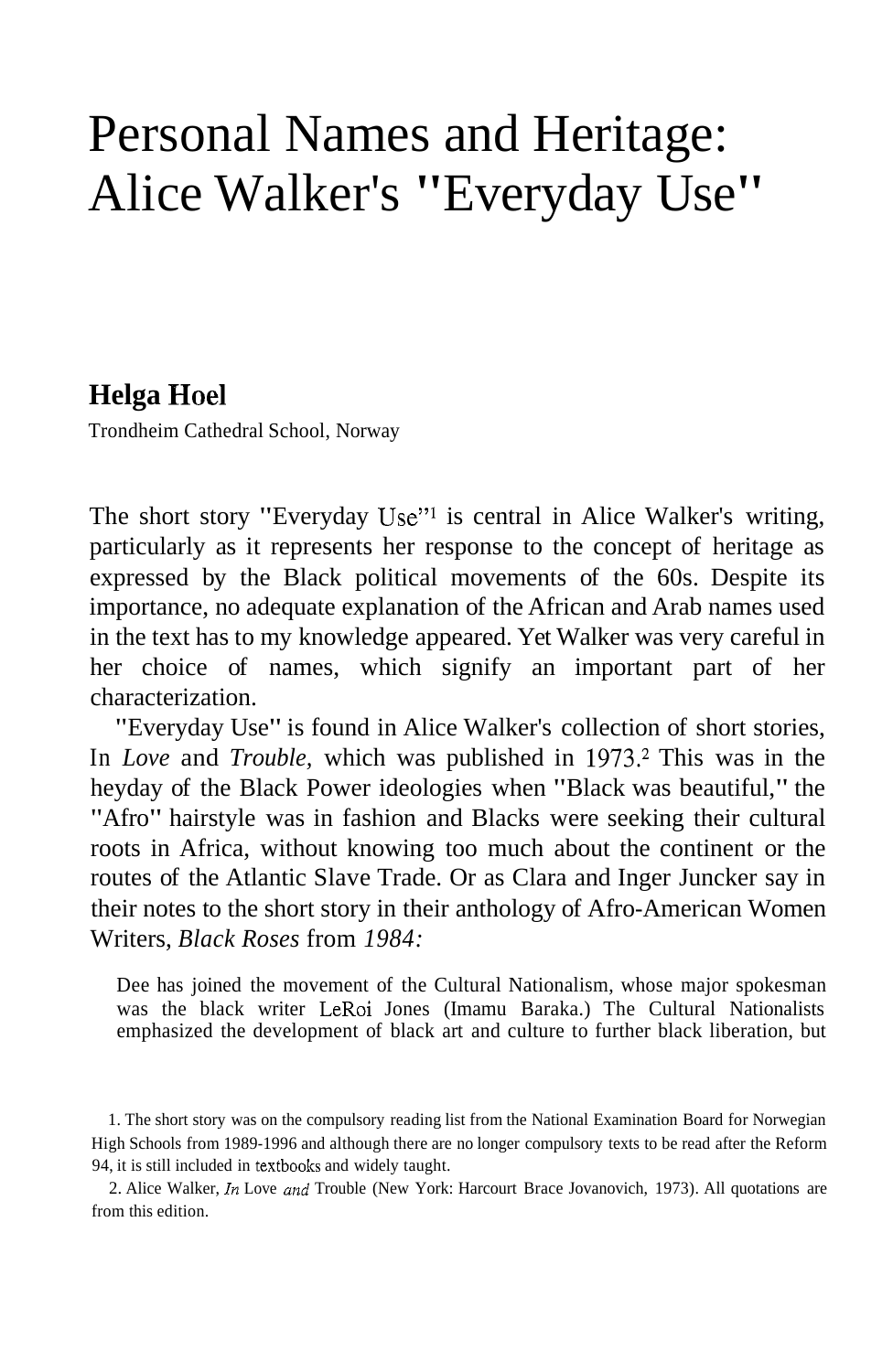# Personal Names and Heritage: Alice Walker's "Everyday Use"

**Helga Hoel**

Trondheim Cathedral School, Norway

The short story "Everyday Use"[1] is central in Alice Walker's writing, particularly as it represents her response to the concept of heritage as expressed by the Black political movements of the 60s. Despite its importance, no adequate explanation of the African and Arab names used in the text has to my knowledge appeared. Yet Walker was very careful in her choice of names, which signify an important part of her characterization.

"Everyday Use" is found in Alice Walker's collection of short stories, In *Love* and *Trouble*, which was published in 1973.[2] This was in the heyday of the Black Power ideologies when "Black was beautiful," the "Afro" hairstyle was in fashion and Blacks were seeking their cultural roots in Africa, without knowing too much about the continent or the routes of the Atlantic Slave Trade. Or as Clara and Inger Juncker say in their notes to the short story in their anthology of Afro-American Women Writers, *Black Roses* from *1984:*

> Dee has joined the movement of the Cultural Nationalism, whose major spokesman was the black writer LeRoi Jones (Imamu Baraka.) The Cultural Nationalists emphasized the development of black art and culture to further black liberation, but

1. The short story was on the compulsory reading list from the National Examination Board for Norwegian High Schools from 1989-1996 and although there are no longer compulsory texts to be read after the Reform 94, it is still included in textbooks and widely taught.

2. Alice Walker, *In* Love *and* Trouble (New York: Harcourt Brace Jovanovich, 1973). All quotations are from this edition.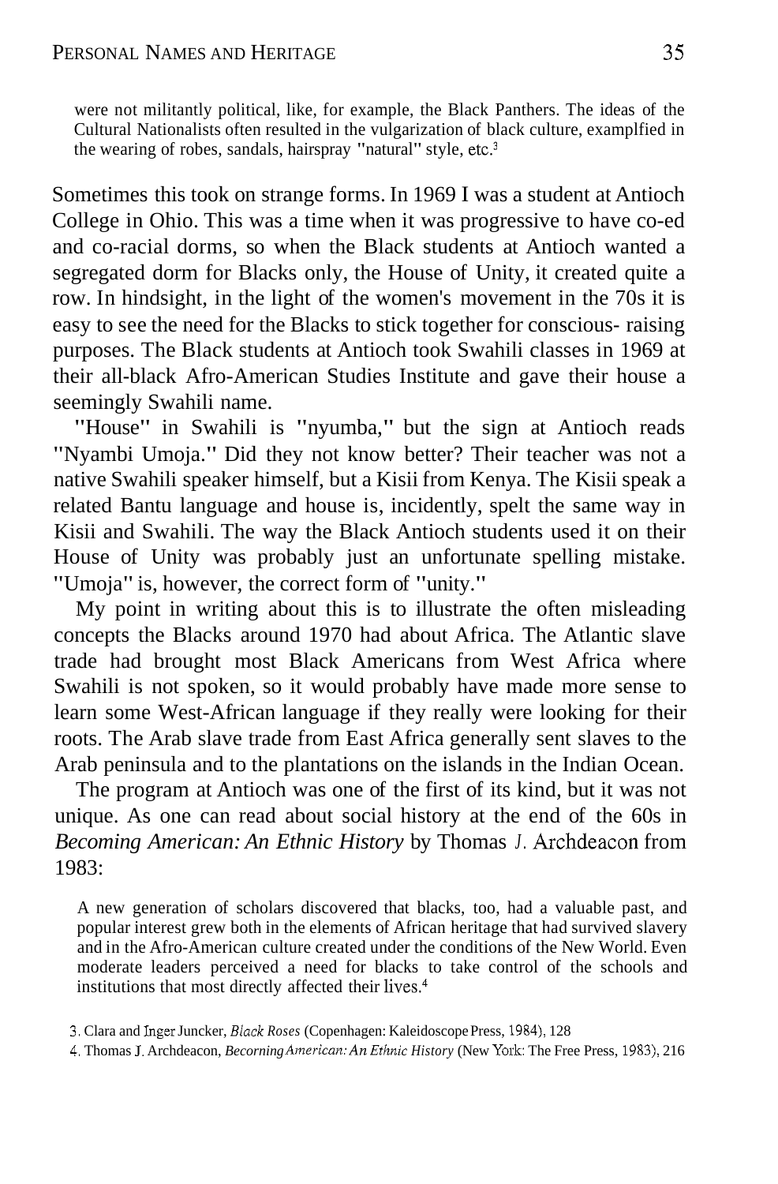> were not militantly political, like, for example, the Black Panthers. The ideas of the Cultural Nationalists often resulted in the vulgarization of black culture, examplfied in the wearing of robes, sandals, hairspray "natural" style, etc.[3]

Sometimes this took on strange forms. In 1969 I was a student at Antioch College in Ohio. This was a time when it was progressive to have co-ed and co-racial dorms, so when the Black students at Antioch wanted a segregated dorm for Blacks only, the House of Unity, it created quite a row. In hindsight, in the light of the women's movement in the 70s it is easy to see the need for the Blacks to stick together for conscious- raising purposes. The Black students at Antioch took Swahili classes in 1969 at their all-black Afro-American Studies Institute and gave their house a seemingly Swahili name.

"House" in Swahili is "nyumba," but the sign at Antioch reads "Nyambi Umoja." Did they not know better? Their teacher was not a native Swahili speaker himself, but a Kisii from Kenya. The Kisii speak a related Bantu language and house is, incidently, spelt the same way in Kisii and Swahili. The way the Black Antioch students used it on their House of Unity was probably just an unfortunate spelling mistake. "Umoja" is, however, the correct form of "unity."

My point in writing about this is to illustrate the often misleading concepts the Blacks around 1970 had about Africa. The Atlantic slave trade had brought most Black Americans from West Africa where Swahili is not spoken, so it would probably have made more sense to learn some West-African language if they really were looking for their roots. The Arab slave trade from East Africa generally sent slaves to the Arab peninsula and to the plantations on the islands in the Indian Ocean.

The program at Antioch was one of the first of its kind, but it was not unique. As one can read about social history at the end of the 60s in *Becoming American: An Ethnic History* by Thomas J. Archdeacon from 1983:

> A new generation of scholars discovered that blacks, too, had a valuable past, and popular interest grew both in the elements of African heritage that had survived slavery and in the Afro-American culture created under the conditions of the New World. Even moderate leaders perceived a need for blacks to take control of the schools and institutions that most directly affected their lives.[4]

3. Clara and Inger Juncker, *Black Roses* (Copenhagen: Kaleidoscope Press, 1984), 128

4. Thomas J. Archdeacon, *Becorning American: An Ethnic History* (New York: The Free Press, 1983), 216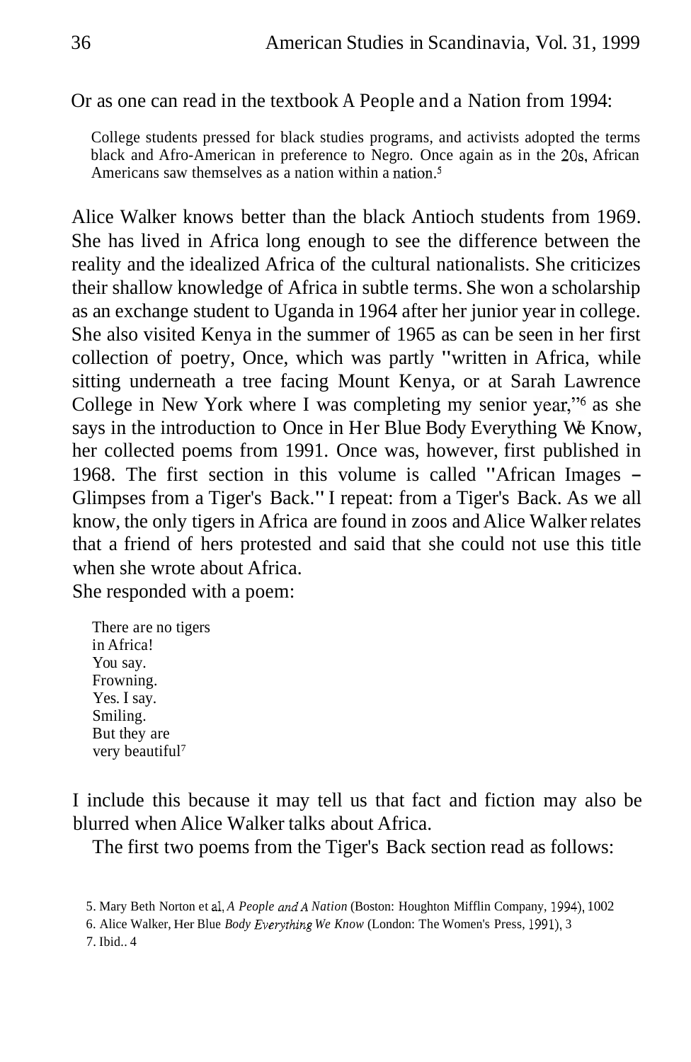Or as one can read in the textbook A People and a Nation from 1994:

> College students pressed for black studies programs, and activists adopted the terms black and Afro-American in preference to Negro. Once again as in the 20s, African Americans saw themselves as a nation within a nation.[5]

Alice Walker knows better than the black Antioch students from 1969. She has lived in Africa long enough to see the difference between the reality and the idealized Africa of the cultural nationalists. She criticizes their shallow knowledge of Africa in subtle terms. She won a scholarship as an exchange student to Uganda in 1964 after her junior year in college. She also visited Kenya in the summer of 1965 as can be seen in her first collection of poetry, Once, which was partly "written in Africa, while sitting underneath a tree facing Mount Kenya, or at Sarah Lawrence College in New York where I was completing my senior year,"[6] as she says in the introduction to Once in Her Blue Body Everything We Know, her collected poems from 1991. Once was, however, first published in 1968. The first section in this volume is called "African Images – Glimpses from a Tiger's Back." I repeat: from a Tiger's Back. As we all know, the only tigers in Africa are found in zoos and Alice Walker relates that a friend of hers protested and said that she could not use this title when she wrote about Africa.

She responded with a poem:

> There are no tigers
> in Africa!
> You say.
> Frowning.
> Yes. I say.
> Smiling.
> But they are
> very beautiful[7]

I include this because it may tell us that fact and fiction may also be blurred when Alice Walker talks about Africa.

The first two poems from the Tiger's Back section read as follows:

5. Mary Beth Norton et al, *A People and A Nation* (Boston: Houghton Mifflin Company, 1994), 1002

6. Alice Walker, Her Blue *Body Everything We Know* (London: The Women's Press, 1991), 3

7. Ibid.. 4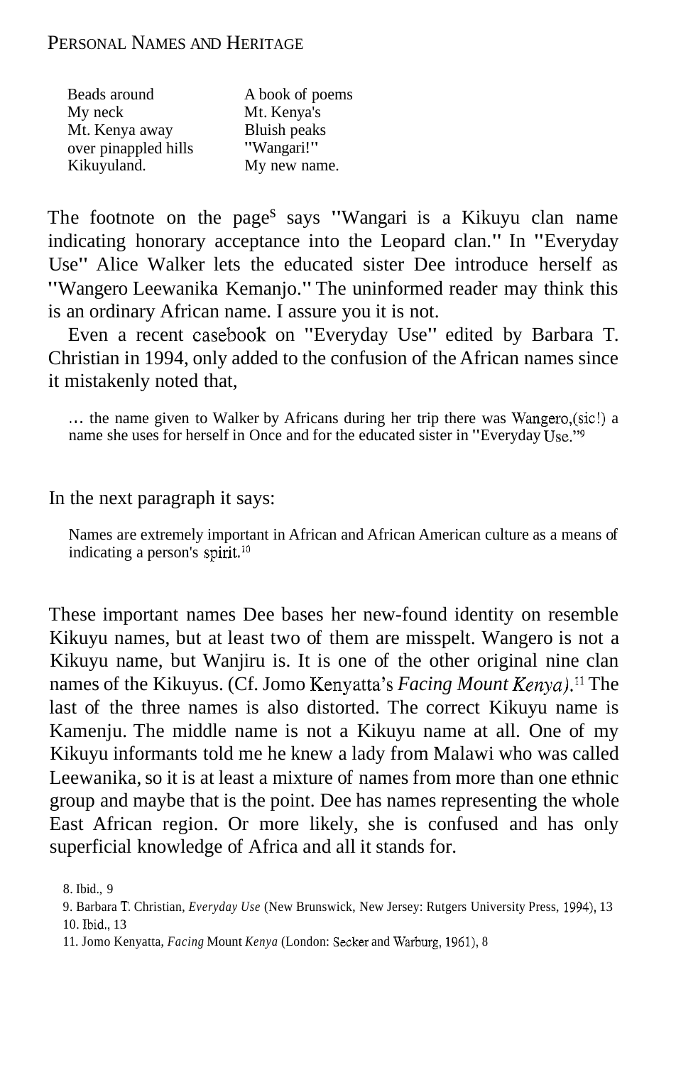| Beads around | A book of poems |
|---|---|
| My neck | Mt. Kenya's |
| Mt. Kenya away | Bluish peaks |
| over pinappled hills | "Wangari!" |
| Kikuyuland. | My new name. |

The footnote on the page[8] says "Wangari is a Kikuyu clan name indicating honorary acceptance into the Leopard clan." In "Everyday Use" Alice Walker lets the educated sister Dee introduce herself as "Wangero Leewanika Kemanjo." The uninformed reader may think this is an ordinary African name. I assure you it is not.

Even a recent casebook on "Everyday Use" edited by Barbara T. Christian in 1994, only added to the confusion of the African names since it mistakenly noted that,

> ... the name given to Walker by Africans during her trip there was Wangero,(sic!) a name she uses for herself in Once and for the educated sister in "Everyday Use."[9]

In the next paragraph it says:

> Names are extremely important in African and African American culture as a means of indicating a person's spirit.[10]

These important names Dee bases her new-found identity on resemble Kikuyu names, but at least two of them are misspelt. Wangero is not a Kikuyu name, but Wanjiru is. It is one of the other original nine clan names of the Kikuyus. (Cf. Jomo Kenyatta's *Facing Mount Kenya*).[11] The last of the three names is also distorted. The correct Kikuyu name is Kamenju. The middle name is not a Kikuyu name at all. One of my Kikuyu informants told me he knew a lady from Malawi who was called Leewanika, so it is at least a mixture of names from more than one ethnic group and maybe that is the point. Dee has names representing the whole East African region. Or more likely, she is confused and has only superficial knowledge of Africa and all it stands for.

8. Ibid., 9
9. Barbara T. Christian, *Everyday Use* (New Brunswick, New Jersey: Rutgers University Press, 1994), 13
10. Ibid., 13
11. Jomo Kenyatta, *Facing* Mount *Kenya* (London: Secker and Warburg, 1961), 8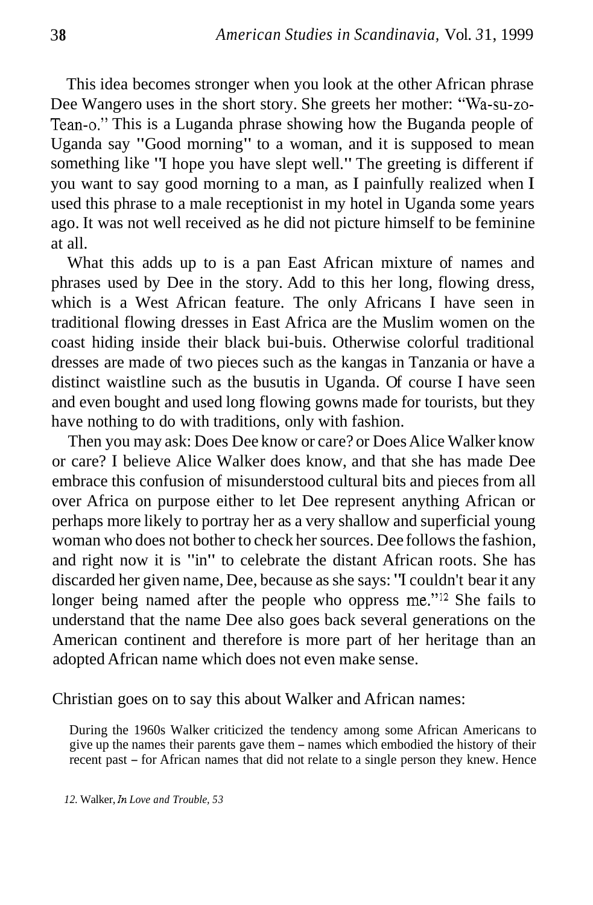This idea becomes stronger when you look at the other African phrase Dee Wangero uses in the short story. She greets her mother: "Wa-su-zo-Tean-o." This is a Luganda phrase showing how the Buganda people of Uganda say "Good morning" to a woman, and it is supposed to mean something like "I hope you have slept well." The greeting is different if you want to say good morning to a man, as I painfully realized when I used this phrase to a male receptionist in my hotel in Uganda some years ago. It was not well received as he did not picture himself to be feminine at all.

What this adds up to is a pan East African mixture of names and phrases used by Dee in the story. Add to this her long, flowing dress, which is a West African feature. The only Africans I have seen in traditional flowing dresses in East Africa are the Muslim women on the coast hiding inside their black bui-buis. Otherwise colorful traditional dresses are made of two pieces such as the kangas in Tanzania or have a distinct waistline such as the busutis in Uganda. Of course I have seen and even bought and used long flowing gowns made for tourists, but they have nothing to do with traditions, only with fashion.

Then you may ask: Does Dee know or care? or Does Alice Walker know or care? I believe Alice Walker does know, and that she has made Dee embrace this confusion of misunderstood cultural bits and pieces from all over Africa on purpose either to let Dee represent anything African or perhaps more likely to portray her as a very shallow and superficial young woman who does not bother to check her sources. Dee follows the fashion, and right now it is "in" to celebrate the distant African roots. She has discarded her given name, Dee, because as she says: "I couldn't bear it any longer being named after the people who oppress me."[12] She fails to understand that the name Dee also goes back several generations on the American continent and therefore is more part of her heritage than an adopted African name which does not even make sense.

Christian goes on to say this about Walker and African names:

> During the 1960s Walker criticized the tendency among some African Americans to give up the names their parents gave them – names which embodied the history of their recent past – for African names that did not relate to a single person they knew. Hence

12. Walker, *In Love and Trouble*, 53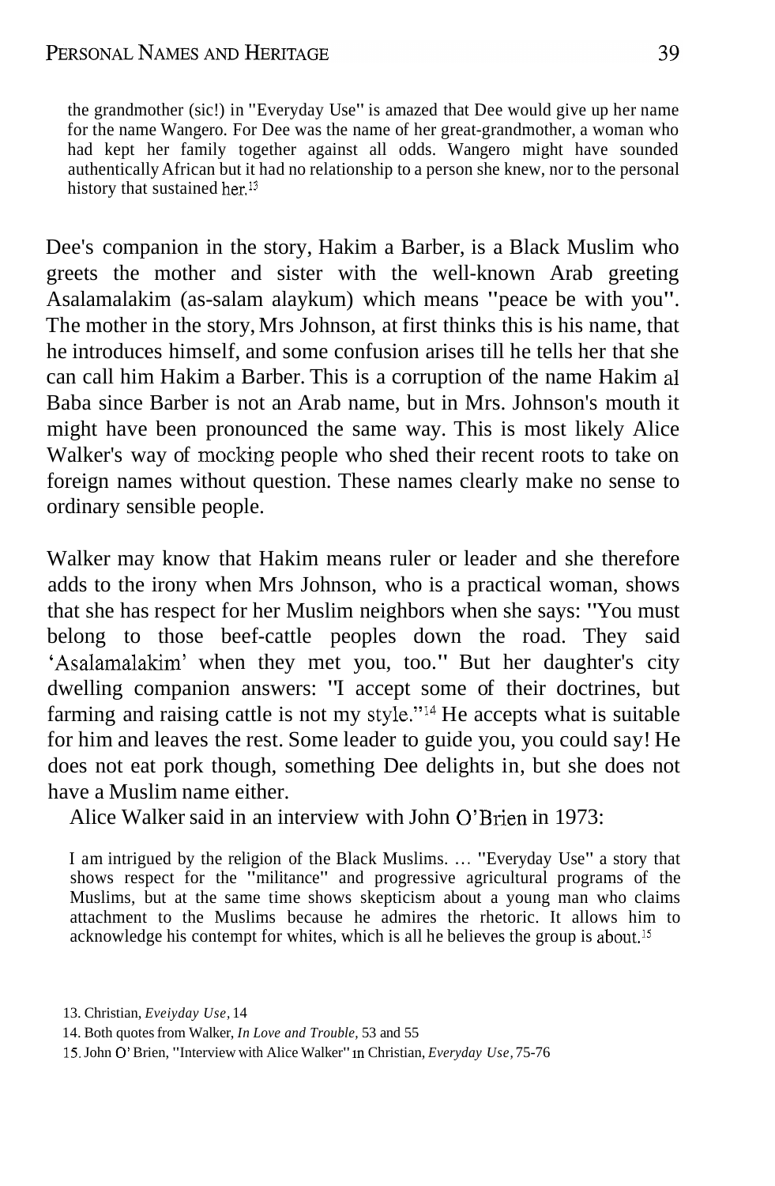> the grandmother (sic!) in "Everyday Use" is amazed that Dee would give up her name for the name Wangero. For Dee was the name of her great-grandmother, a woman who had kept her family together against all odds. Wangero might have sounded authentically African but it had no relationship to a person she knew, nor to the personal history that sustained her.[13]

Dee's companion in the story, Hakim a Barber, is a Black Muslim who greets the mother and sister with the well-known Arab greeting Asalamalakim (as-salam alaykum) which means "peace be with you". The mother in the story, Mrs Johnson, at first thinks this is his name, that he introduces himself, and some confusion arises till he tells her that she can call him Hakim a Barber. This is a corruption of the name Hakim al Baba since Barber is not an Arab name, but in Mrs. Johnson's mouth it might have been pronounced the same way. This is most likely Alice Walker's way of mocking people who shed their recent roots to take on foreign names without question. These names clearly make no sense to ordinary sensible people.

Walker may know that Hakim means ruler or leader and she therefore adds to the irony when Mrs Johnson, who is a practical woman, shows that she has respect for her Muslim neighbors when she says: "You must belong to those beef-cattle peoples down the road. They said 'Asalamalakim' when they met you, too." But her daughter's city dwelling companion answers: "I accept some of their doctrines, but farming and raising cattle is not my style."[14] He accepts what is suitable for him and leaves the rest. Some leader to guide you, you could say! He does not eat pork though, something Dee delights in, but she does not have a Muslim name either.

Alice Walker said in an interview with John O'Brien in 1973:

> I am intrigued by the religion of the Black Muslims. … "Everyday Use" a story that shows respect for the "militance" and progressive agricultural programs of the Muslims, but at the same time shows skepticism about a young man who claims attachment to the Muslims because he admires the rhetoric. It allows him to acknowledge his contempt for whites, which is all he believes the group is about.[15]

13. Christian, *Eveiyday Use*, 14
14. Both quotes from Walker, *In Love and Trouble*, 53 and 55
15. John O' Brien, "Interview with Alice Walker" in Christian, *Everyday Use*, 75-76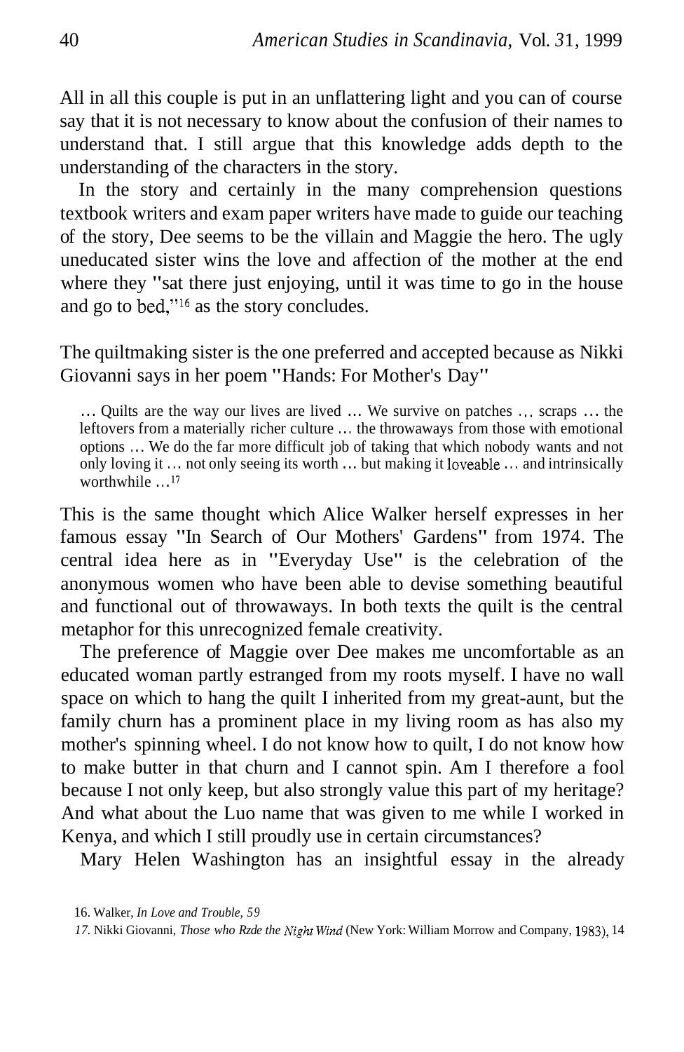All in all this couple is put in an unflattering light and you can of course say that it is not necessary to know about the confusion of their names to understand that. I still argue that this knowledge adds depth to the understanding of the characters in the story.

In the story and certainly in the many comprehension questions textbook writers and exam paper writers have made to guide our teaching of the story, Dee seems to be the villain and Maggie the hero. The ugly uneducated sister wins the love and affection of the mother at the end where they "sat there just enjoying, until it was time to go in the house and go to bed,"[16] as the story concludes.

The quiltmaking sister is the one preferred and accepted because as Nikki Giovanni says in her poem "Hands: For Mother's Day"

> … Quilts are the way our lives are lived … We survive on patches … scraps … the leftovers from a materially richer culture … the throwaways from those with emotional options … We do the far more difficult job of taking that which nobody wants and not only loving it … not only seeing its worth … but making it loveable … and intrinsically worthwhile …[17]

This is the same thought which Alice Walker herself expresses in her famous essay "In Search of Our Mothers' Gardens" from 1974. The central idea here as in "Everyday Use" is the celebration of the anonymous women who have been able to devise something beautiful and functional out of throwaways. In both texts the quilt is the central metaphor for this unrecognized female creativity.

The preference of Maggie over Dee makes me uncomfortable as an educated woman partly estranged from my roots myself. I have no wall space on which to hang the quilt I inherited from my great-aunt, but the family churn has a prominent place in my living room as has also my mother's spinning wheel. I do not know how to quilt, I do not know how to make butter in that churn and I cannot spin. Am I therefore a fool because I not only keep, but also strongly value this part of my heritage? And what about the Luo name that was given to me while I worked in Kenya, and which I still proudly use in certain circumstances?

Mary Helen Washington has an insightful essay in the already

16. Walker, *In Love and Trouble, 59*

17. Nikki Giovanni, *Those who Rzde the Night Wind* (New York: William Morrow and Company, 1983), 14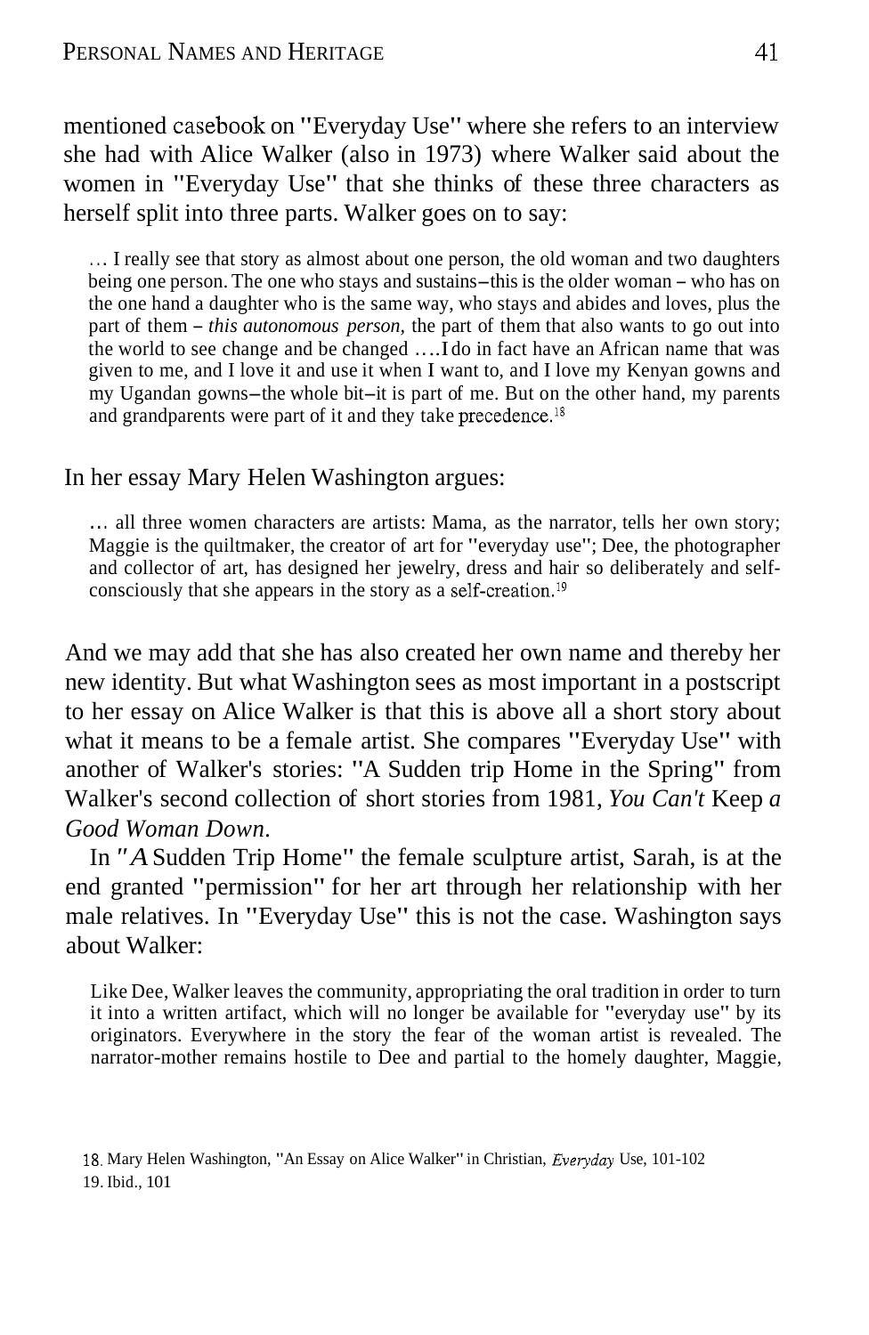mentioned casebook on "Everyday Use" where she refers to an interview she had with Alice Walker (also in 1973) where Walker said about the women in "Everyday Use" that she thinks of these three characters as herself split into three parts. Walker goes on to say:

> … I really see that story as almost about one person, the old woman and two daughters being one person. The one who stays and sustains–this is the older woman – who has on the one hand a daughter who is the same way, who stays and abides and loves, plus the part of them – *this autonomous person*, the part of them that also wants to go out into the world to see change and be changed ….I do in fact have an African name that was given to me, and I love it and use it when I want to, and I love my Kenyan gowns and my Ugandan gowns–the whole bit–it is part of me. But on the other hand, my parents and grandparents were part of it and they take precedence.[18]

In her essay Mary Helen Washington argues:

> … all three women characters are artists: Mama, as the narrator, tells her own story; Maggie is the quiltmaker, the creator of art for "everyday use"; Dee, the photographer and collector of art, has designed her jewelry, dress and hair so deliberately and self-consciously that she appears in the story as a self-creation.[19]

And we may add that she has also created her own name and thereby her new identity. But what Washington sees as most important in a postscript to her essay on Alice Walker is that this is above all a short story about what it means to be a female artist. She compares "Everyday Use" with another of Walker's stories: "A Sudden trip Home in the Spring" from Walker's second collection of short stories from 1981, *You Can't* Keep *a Good Woman Down*.

In "*A* Sudden Trip Home" the female sculpture artist, Sarah, is at the end granted "permission" for her art through her relationship with her male relatives. In "Everyday Use" this is not the case. Washington says about Walker:

> Like Dee, Walker leaves the community, appropriating the oral tradition in order to turn it into a written artifact, which will no longer be available for "everyday use" by its originators. Everywhere in the story the fear of the woman artist is revealed. The narrator-mother remains hostile to Dee and partial to the homely daughter, Maggie,

18. Mary Helen Washington, "An Essay on Alice Walker" in Christian, *Everyday* Use, 101-102
19. Ibid., 101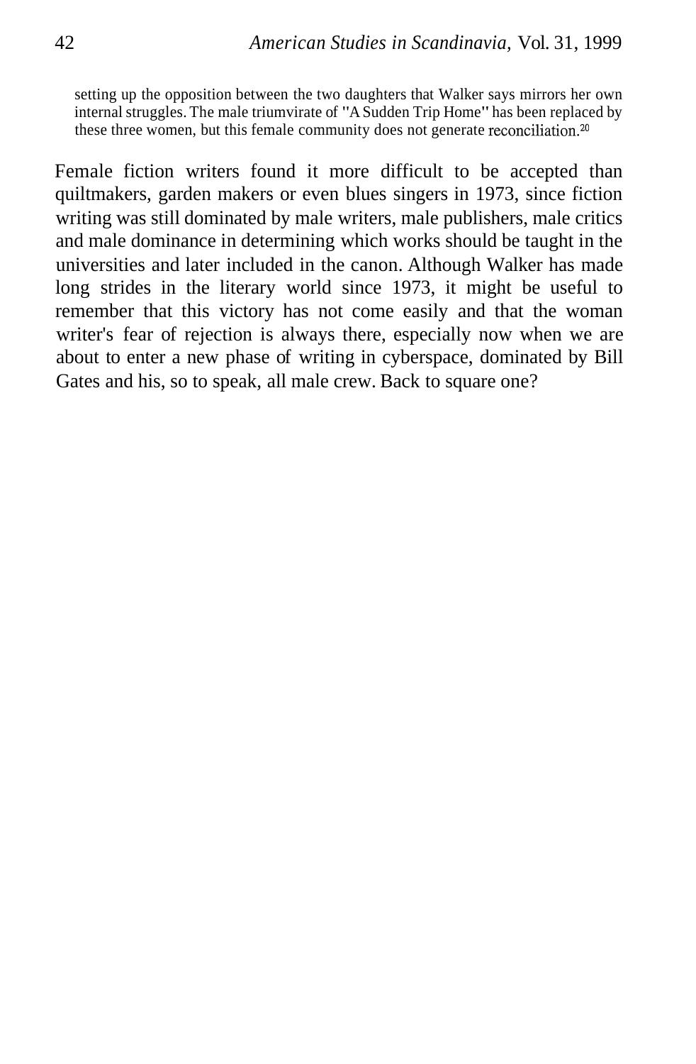setting up the opposition between the two daughters that Walker says mirrors her own internal struggles. The male triumvirate of "A Sudden Trip Home" has been replaced by these three women, but this female community does not generate reconciliation.[20]

Female fiction writers found it more difficult to be accepted than quiltmakers, garden makers or even blues singers in 1973, since fiction writing was still dominated by male writers, male publishers, male critics and male dominance in determining which works should be taught in the universities and later included in the canon. Although Walker has made long strides in the literary world since 1973, it might be useful to remember that this victory has not come easily and that the woman writer's fear of rejection is always there, especially now when we are about to enter a new phase of writing in cyberspace, dominated by Bill Gates and his, so to speak, all male crew. Back to square one?